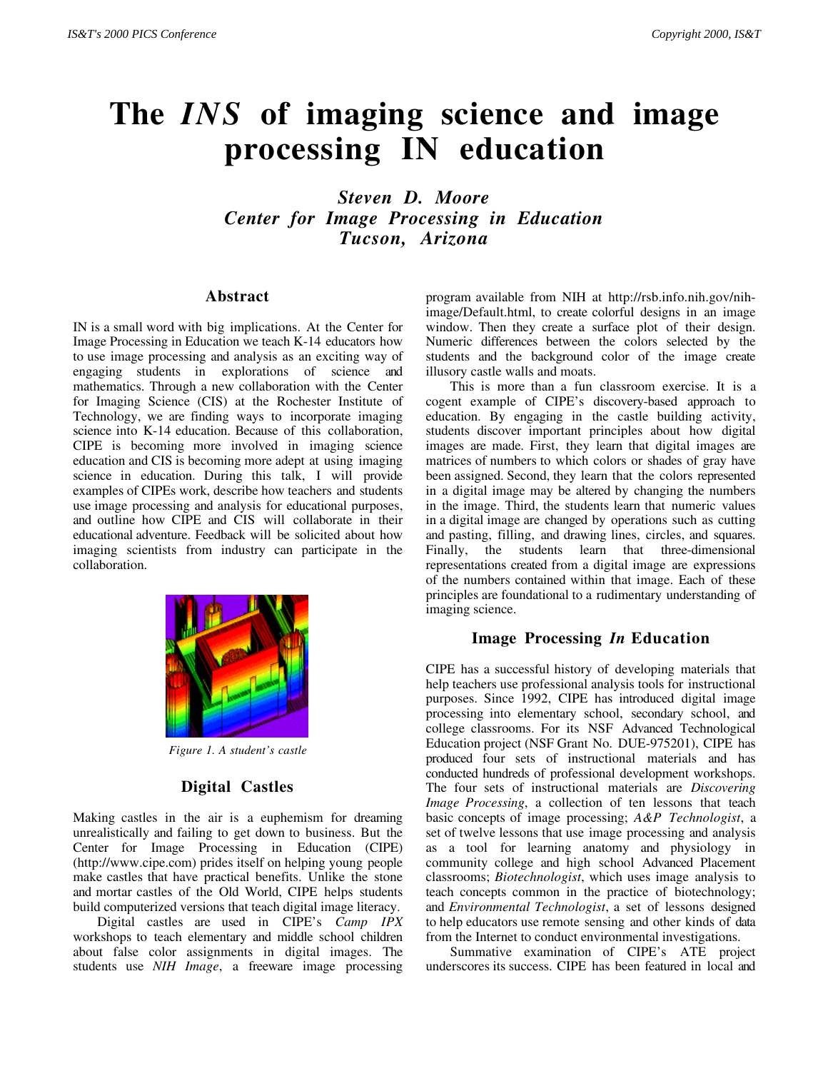# The *INS* of imaging science and image processing IN education

***Steven D. Moore***
***Center for Image Processing in Education***
***Tucson, Arizona***

## Abstract

IN is a small word with big implications. At the Center for Image Processing in Education we teach K-14 educators how to use image processing and analysis as an exciting way of engaging students in explorations of science and mathematics. Through a new collaboration with the Center for Imaging Science (CIS) at the Rochester Institute of Technology, we are finding ways to incorporate imaging science into K-14 education. Because of this collaboration, CIPE is becoming more involved in imaging science education and CIS is becoming more adept at using imaging science in education. During this talk, I will provide examples of CIPEs work, describe how teachers and students use image processing and analysis for educational purposes, and outline how CIPE and CIS will collaborate in their educational adventure. Feedback will be solicited about how imaging scientists from industry can participate in the collaboration.

*Figure 1. A student's castle*

## Digital Castles

Making castles in the air is a euphemism for dreaming unrealistically and failing to get down to business. But the Center for Image Processing in Education (CIPE) (http://www.cipe.com) prides itself on helping young people make castles that have practical benefits. Unlike the stone and mortar castles of the Old World, CIPE helps students build computerized versions that teach digital image literacy.

Digital castles are used in CIPE's *Camp IPX* workshops to teach elementary and middle school children about false color assignments in digital images. The students use *NIH Image*, a freeware image processing program available from NIH at http://rsb.info.nih.gov/nih-image/Default.html, to create colorful designs in an image window. Then they create a surface plot of their design. Numeric differences between the colors selected by the students and the background color of the image create illusory castle walls and moats.

This is more than a fun classroom exercise. It is a cogent example of CIPE's discovery-based approach to education. By engaging in the castle building activity, students discover important principles about how digital images are made. First, they learn that digital images are matrices of numbers to which colors or shades of gray have been assigned. Second, they learn that the colors represented in a digital image may be altered by changing the numbers in the image. Third, the students learn that numeric values in a digital image are changed by operations such as cutting and pasting, filling, and drawing lines, circles, and squares. Finally, the students learn that three-dimensional representations created from a digital image are expressions of the numbers contained within that image. Each of these principles are foundational to a rudimentary understanding of imaging science.

## Image Processing *In* Education

CIPE has a successful history of developing materials that help teachers use professional analysis tools for instructional purposes. Since 1992, CIPE has introduced digital image processing into elementary school, secondary school, and college classrooms. For its NSF Advanced Technological Education project (NSF Grant No. DUE-975201), CIPE has produced four sets of instructional materials and has conducted hundreds of professional development workshops. The four sets of instructional materials are *Discovering Image Processing*, a collection of ten lessons that teach basic concepts of image processing; *A&P Technologist*, a set of twelve lessons that use image processing and analysis as a tool for learning anatomy and physiology in community college and high school Advanced Placement classrooms; *Biotechnologist*, which uses image analysis to teach concepts common in the practice of biotechnology; and *Environmental Technologist*, a set of lessons designed to help educators use remote sensing and other kinds of data from the Internet to conduct environmental investigations.

Summative examination of CIPE's ATE project underscores its success. CIPE has been featured in local and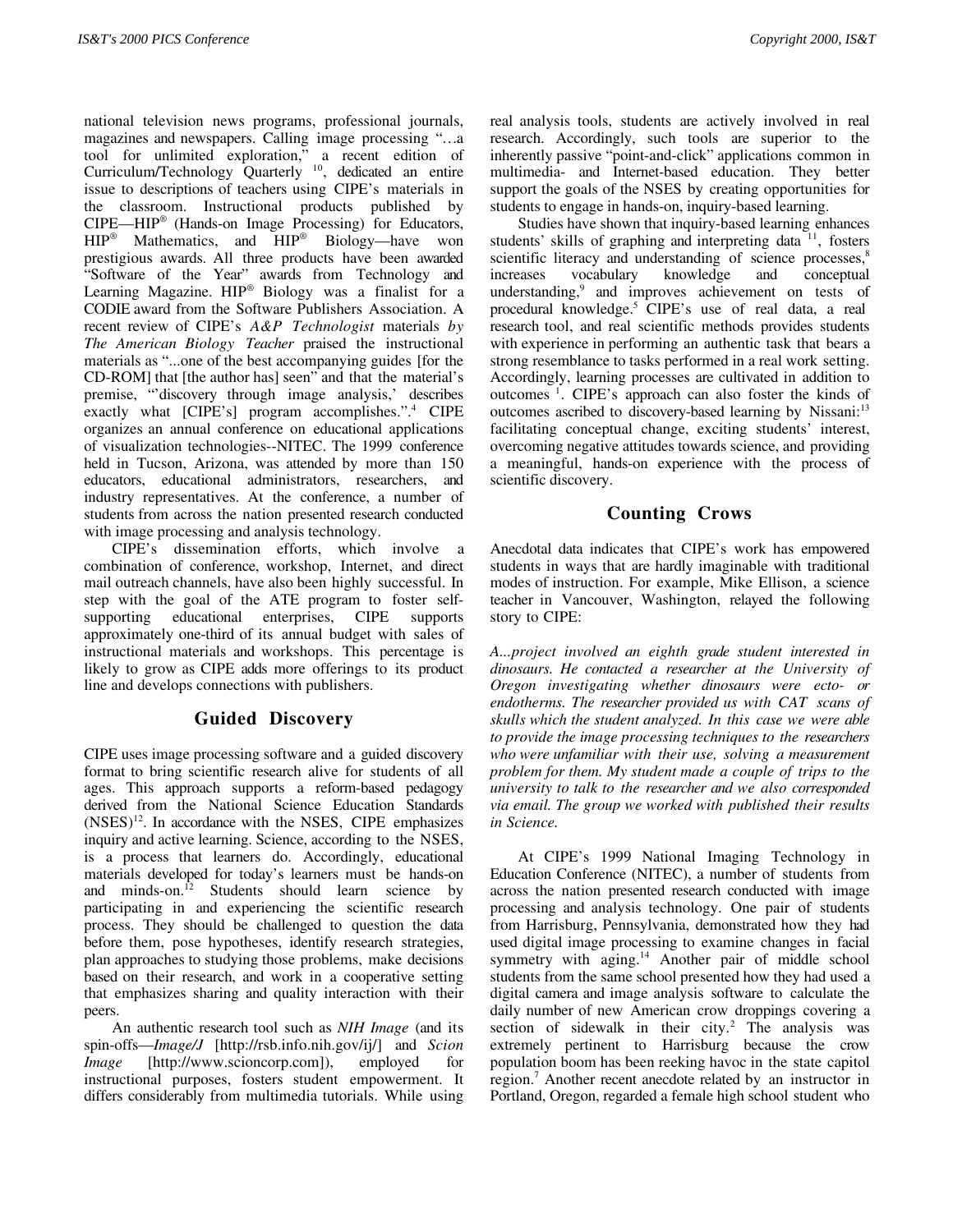national television news programs, professional journals, magazines and newspapers. Calling image processing "…a tool for unlimited exploration," a recent edition of Curriculum/Technology Quarterly [10], dedicated an entire issue to descriptions of teachers using CIPE's materials in the classroom. Instructional products published by CIPE—HIP® (Hands-on Image Processing) for Educators, HIP® Mathematics, and HIP® Biology—have won prestigious awards. All three products have been awarded "Software of the Year" awards from Technology and Learning Magazine. HIP® Biology was a finalist for a CODIE award from the Software Publishers Association. A recent review of CIPE's *A&P Technologist* materials *by The American Biology Teacher* praised the instructional materials as "...one of the best accompanying guides [for the CD-ROM] that [the author has] seen" and that the material's premise, "'discovery through image analysis,' describes exactly what [CIPE's] program accomplishes.".[4] CIPE organizes an annual conference on educational applications of visualization technologies--NITEC. The 1999 conference held in Tucson, Arizona, was attended by more than 150 educators, educational administrators, researchers, and industry representatives. At the conference, a number of students from across the nation presented research conducted with image processing and analysis technology.

CIPE's dissemination efforts, which involve a combination of conference, workshop, Internet, and direct mail outreach channels, have also been highly successful. In step with the goal of the ATE program to foster self-supporting educational enterprises, CIPE supports approximately one-third of its annual budget with sales of instructional materials and workshops. This percentage is likely to grow as CIPE adds more offerings to its product line and develops connections with publishers.

## Guided Discovery

CIPE uses image processing software and a guided discovery format to bring scientific research alive for students of all ages. This approach supports a reform-based pedagogy derived from the National Science Education Standards (NSES)[12]. In accordance with the NSES, CIPE emphasizes inquiry and active learning. Science, according to the NSES, is a process that learners do. Accordingly, educational materials developed for today's learners must be hands-on and minds-on.[12] Students should learn science by participating in and experiencing the scientific research process. They should be challenged to question the data before them, pose hypotheses, identify research strategies, plan approaches to studying those problems, make decisions based on their research, and work in a cooperative setting that emphasizes sharing and quality interaction with their peers.

An authentic research tool such as *NIH Image* (and its spin-offs—*Image/J* [http://rsb.info.nih.gov/ij/] and *Scion Image* [http://www.scioncorp.com]), employed for instructional purposes, fosters student empowerment. It differs considerably from multimedia tutorials. While using real analysis tools, students are actively involved in real research. Accordingly, such tools are superior to the inherently passive "point-and-click" applications common in multimedia- and Internet-based education. They better support the goals of the NSES by creating opportunities for students to engage in hands-on, inquiry-based learning.

Studies have shown that inquiry-based learning enhances students' skills of graphing and interpreting data [11], fosters scientific literacy and understanding of science processes,[8] increases vocabulary knowledge and conceptual understanding,[9] and improves achievement on tests of procedural knowledge.[5] CIPE's use of real data, a real research tool, and real scientific methods provides students with experience in performing an authentic task that bears a strong resemblance to tasks performed in a real work setting. Accordingly, learning processes are cultivated in addition to outcomes [1]. CIPE's approach can also foster the kinds of outcomes ascribed to discovery-based learning by Nissani:[13] facilitating conceptual change, exciting students' interest, overcoming negative attitudes towards science, and providing a meaningful, hands-on experience with the process of scientific discovery.

## Counting Crows

Anecdotal data indicates that CIPE's work has empowered students in ways that are hardly imaginable with traditional modes of instruction. For example, Mike Ellison, a science teacher in Vancouver, Washington, relayed the following story to CIPE:

*A...project involved an eighth grade student interested in dinosaurs. He contacted a researcher at the University of Oregon investigating whether dinosaurs were ecto- or endotherms. The researcher provided us with CAT scans of skulls which the student analyzed. In this case we were able to provide the image processing techniques to the researchers who were unfamiliar with their use, solving a measurement problem for them. My student made a couple of trips to the university to talk to the researcher and we also corresponded via email. The group we worked with published their results in Science.*

At CIPE's 1999 National Imaging Technology in Education Conference (NITEC), a number of students from across the nation presented research conducted with image processing and analysis technology. One pair of students from Harrisburg, Pennsylvania, demonstrated how they had used digital image processing to examine changes in facial symmetry with aging.[14] Another pair of middle school students from the same school presented how they had used a digital camera and image analysis software to calculate the daily number of new American crow droppings covering a section of sidewalk in their city.[2] The analysis was extremely pertinent to Harrisburg because the crow population boom has been reeking havoc in the state capitol region.[7] Another recent anecdote related by an instructor in Portland, Oregon, regarded a female high school student who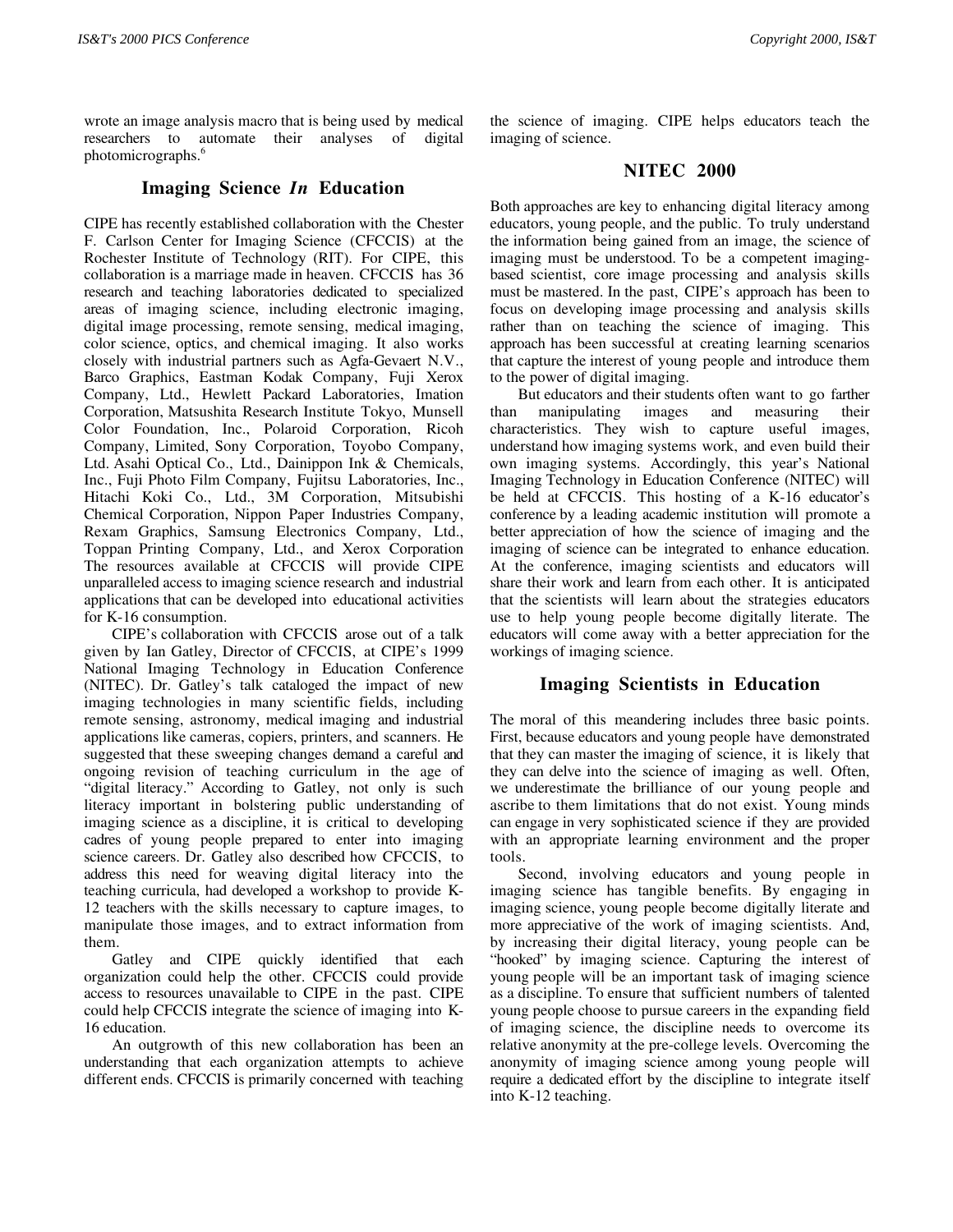wrote an image analysis macro that is being used by medical researchers to automate their analyses of digital photomicrographs.[6]

## Imaging Science *In* Education

CIPE has recently established collaboration with the Chester F. Carlson Center for Imaging Science (CFCCIS) at the Rochester Institute of Technology (RIT). For CIPE, this collaboration is a marriage made in heaven. CFCCIS has 36 research and teaching laboratories dedicated to specialized areas of imaging science, including electronic imaging, digital image processing, remote sensing, medical imaging, color science, optics, and chemical imaging. It also works closely with industrial partners such as Agfa-Gevaert N.V., Barco Graphics, Eastman Kodak Company, Fuji Xerox Company, Ltd., Hewlett Packard Laboratories, Imation Corporation, Matsushita Research Institute Tokyo, Munsell Color Foundation, Inc., Polaroid Corporation, Ricoh Company, Limited, Sony Corporation, Toyobo Company, Ltd. Asahi Optical Co., Ltd., Dainippon Ink & Chemicals, Inc., Fuji Photo Film Company, Fujitsu Laboratories, Inc., Hitachi Koki Co., Ltd., 3M Corporation, Mitsubishi Chemical Corporation, Nippon Paper Industries Company, Rexam Graphics, Samsung Electronics Company, Ltd., Toppan Printing Company, Ltd., and Xerox Corporation The resources available at CFCCIS will provide CIPE unparalleled access to imaging science research and industrial applications that can be developed into educational activities for K-16 consumption.

CIPE's collaboration with CFCCIS arose out of a talk given by Ian Gatley, Director of CFCCIS, at CIPE's 1999 National Imaging Technology in Education Conference (NITEC). Dr. Gatley's talk cataloged the impact of new imaging technologies in many scientific fields, including remote sensing, astronomy, medical imaging and industrial applications like cameras, copiers, printers, and scanners. He suggested that these sweeping changes demand a careful and ongoing revision of teaching curriculum in the age of "digital literacy." According to Gatley, not only is such literacy important in bolstering public understanding of imaging science as a discipline, it is critical to developing cadres of young people prepared to enter into imaging science careers. Dr. Gatley also described how CFCCIS, to address this need for weaving digital literacy into the teaching curricula, had developed a workshop to provide K-12 teachers with the skills necessary to capture images, to manipulate those images, and to extract information from them.

Gatley and CIPE quickly identified that each organization could help the other. CFCCIS could provide access to resources unavailable to CIPE in the past. CIPE could help CFCCIS integrate the science of imaging into K-16 education.

An outgrowth of this new collaboration has been an understanding that each organization attempts to achieve different ends. CFCCIS is primarily concerned with teaching the science of imaging. CIPE helps educators teach the imaging of science.

## NITEC 2000

Both approaches are key to enhancing digital literacy among educators, young people, and the public. To truly understand the information being gained from an image, the science of imaging must be understood. To be a competent imaging-based scientist, core image processing and analysis skills must be mastered. In the past, CIPE's approach has been to focus on developing image processing and analysis skills rather than on teaching the science of imaging. This approach has been successful at creating learning scenarios that capture the interest of young people and introduce them to the power of digital imaging.

But educators and their students often want to go farther than manipulating images and measuring their characteristics. They wish to capture useful images, understand how imaging systems work, and even build their own imaging systems. Accordingly, this year's National Imaging Technology in Education Conference (NITEC) will be held at CFCCIS. This hosting of a K-16 educator's conference by a leading academic institution will promote a better appreciation of how the science of imaging and the imaging of science can be integrated to enhance education. At the conference, imaging scientists and educators will share their work and learn from each other. It is anticipated that the scientists will learn about the strategies educators use to help young people become digitally literate. The educators will come away with a better appreciation for the workings of imaging science.

## Imaging Scientists in Education

The moral of this meandering includes three basic points. First, because educators and young people have demonstrated that they can master the imaging of science, it is likely that they can delve into the science of imaging as well. Often, we underestimate the brilliance of our young people and ascribe to them limitations that do not exist. Young minds can engage in very sophisticated science if they are provided with an appropriate learning environment and the proper tools.

Second, involving educators and young people in imaging science has tangible benefits. By engaging in imaging science, young people become digitally literate and more appreciative of the work of imaging scientists. And, by increasing their digital literacy, young people can be "hooked" by imaging science. Capturing the interest of young people will be an important task of imaging science as a discipline. To ensure that sufficient numbers of talented young people choose to pursue careers in the expanding field of imaging science, the discipline needs to overcome its relative anonymity at the pre-college levels. Overcoming the anonymity of imaging science among young people will require a dedicated effort by the discipline to integrate itself into K-12 teaching.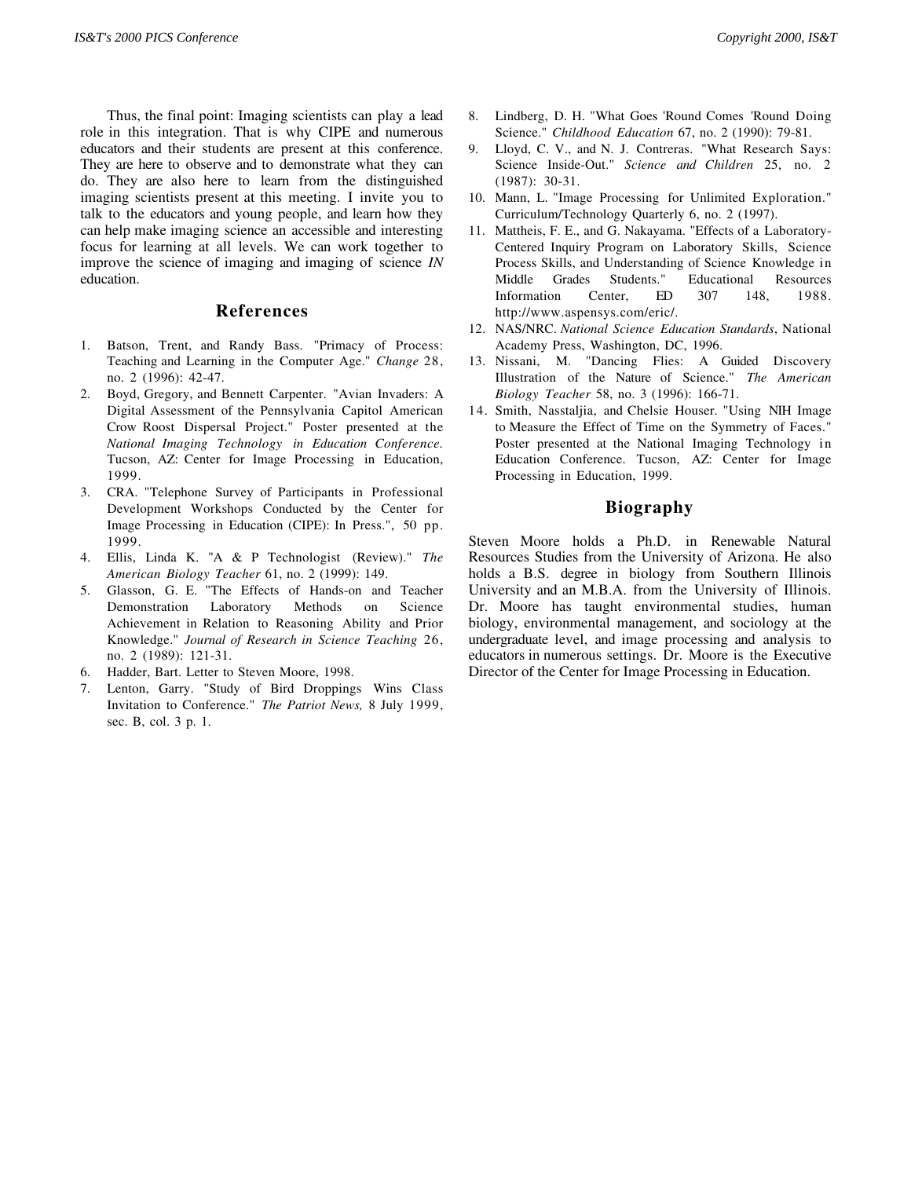Thus, the final point: Imaging scientists can play a lead role in this integration. That is why CIPE and numerous educators and their students are present at this conference. They are here to observe and to demonstrate what they can do. They are also here to learn from the distinguished imaging scientists present at this meeting. I invite you to talk to the educators and young people, and learn how they can help make imaging science an accessible and interesting focus for learning at all levels. We can work together to improve the science of imaging and imaging of science *IN* education.

## References

1. Batson, Trent, and Randy Bass. "Primacy of Process: Teaching and Learning in the Computer Age." *Change* 28, no. 2 (1996): 42-47.
2. Boyd, Gregory, and Bennett Carpenter. "Avian Invaders: A Digital Assessment of the Pennsylvania Capitol American Crow Roost Dispersal Project." Poster presented at the *National Imaging Technology in Education Conference*. Tucson, AZ: Center for Image Processing in Education, 1999.
3. CRA. "Telephone Survey of Participants in Professional Development Workshops Conducted by the Center for Image Processing in Education (CIPE): In Press.", 50 pp. 1999.
4. Ellis, Linda K. "A & P Technologist (Review)." *The American Biology Teacher* 61, no. 2 (1999): 149.
5. Glasson, G. E. "The Effects of Hands-on and Teacher Demonstration Laboratory Methods on Science Achievement in Relation to Reasoning Ability and Prior Knowledge." *Journal of Research in Science Teaching* 26, no. 2 (1989): 121-31.
6. Hadder, Bart. Letter to Steven Moore, 1998.
7. Lenton, Garry. "Study of Bird Droppings Wins Class Invitation to Conference." *The Patriot News,* 8 July 1999, sec. B, col. 3 p. 1.
8. Lindberg, D. H. "What Goes 'Round Comes 'Round Doing Science." *Childhood Education* 67, no. 2 (1990): 79-81.
9. Lloyd, C. V., and N. J. Contreras. "What Research Says: Science Inside-Out." *Science and Children* 25, no. 2 (1987): 30-31.
10. Mann, L. "Image Processing for Unlimited Exploration." Curriculum/Technology Quarterly 6, no. 2 (1997).
11. Mattheis, F. E., and G. Nakayama. "Effects of a Laboratory-Centered Inquiry Program on Laboratory Skills, Science Process Skills, and Understanding of Science Knowledge in Middle Grades Students." Educational Resources Information Center, ED 307 148, 1988. http://www.aspensys.com/eric/.
12. NAS/NRC. *National Science Education Standards*, National Academy Press, Washington, DC, 1996.
13. Nissani, M. "Dancing Flies: A Guided Discovery Illustration of the Nature of Science." *The American Biology Teacher* 58, no. 3 (1996): 166-71.
14. Smith, Nasstaljia, and Chelsie Houser. "Using NIH Image to Measure the Effect of Time on the Symmetry of Faces." Poster presented at the National Imaging Technology in Education Conference. Tucson, AZ: Center for Image Processing in Education, 1999.

## Biography

Steven Moore holds a Ph.D. in Renewable Natural Resources Studies from the University of Arizona. He also holds a B.S. degree in biology from Southern Illinois University and an M.B.A. from the University of Illinois. Dr. Moore has taught environmental studies, human biology, environmental management, and sociology at the undergraduate level, and image processing and analysis to educators in numerous settings. Dr. Moore is the Executive Director of the Center for Image Processing in Education.